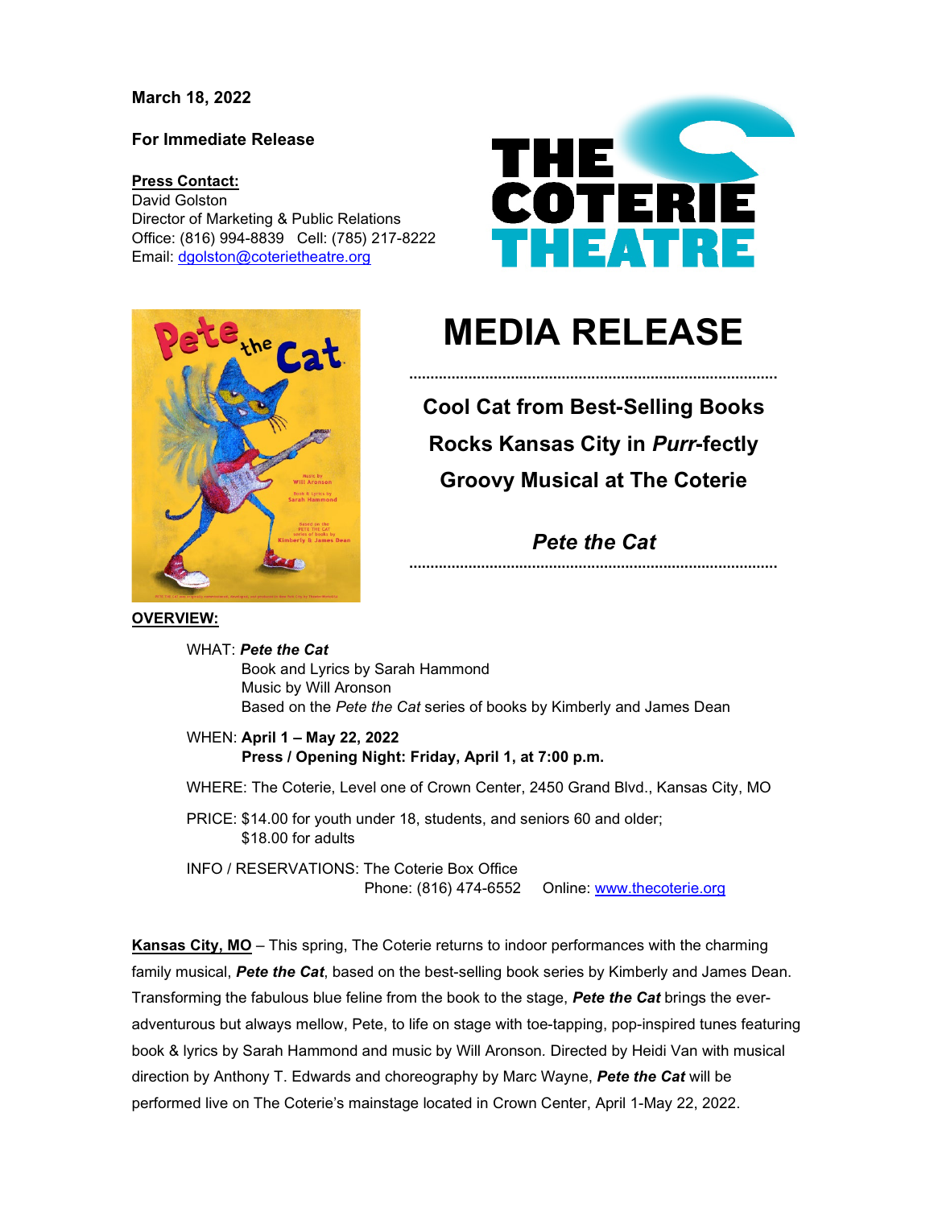**March 18, 2022**

**For Immediate Release**

**Press Contact:**
David Golston
Director of Marketing & Public Relations
Office: (816) 994-8839 Cell: (785) 217-8222
Email: dgolston@coterietheatre.org

THE COTERIE THEATRE

# MEDIA RELEASE

## Cool Cat from Best-Selling Books Rocks Kansas City in *Purr*-fectly Groovy Musical at The Coterie

## *Pete the Cat*

**OVERVIEW:**

WHAT: ***Pete the Cat***
Book and Lyrics by Sarah Hammond
Music by Will Aronson
Based on the *Pete the Cat* series of books by Kimberly and James Dean

WHEN: **April 1 – May 22, 2022**
**Press / Opening Night: Friday, April 1, at 7:00 p.m.**

WHERE: The Coterie, Level one of Crown Center, 2450 Grand Blvd., Kansas City, MO

PRICE: $14.00 for youth under 18, students, and seniors 60 and older;
$18.00 for adults

INFO / RESERVATIONS: The Coterie Box Office
Phone: (816) 474-6552 Online: www.thecoterie.org

**Kansas City, MO** – This spring, The Coterie returns to indoor performances with the charming family musical, ***Pete the Cat***, based on the best-selling book series by Kimberly and James Dean. Transforming the fabulous blue feline from the book to the stage, ***Pete the Cat*** brings the ever-adventurous but always mellow, Pete, to life on stage with toe-tapping, pop-inspired tunes featuring book & lyrics by Sarah Hammond and music by Will Aronson. Directed by Heidi Van with musical direction by Anthony T. Edwards and choreography by Marc Wayne, ***Pete the Cat*** will be performed live on The Coterie's mainstage located in Crown Center, April 1-May 22, 2022.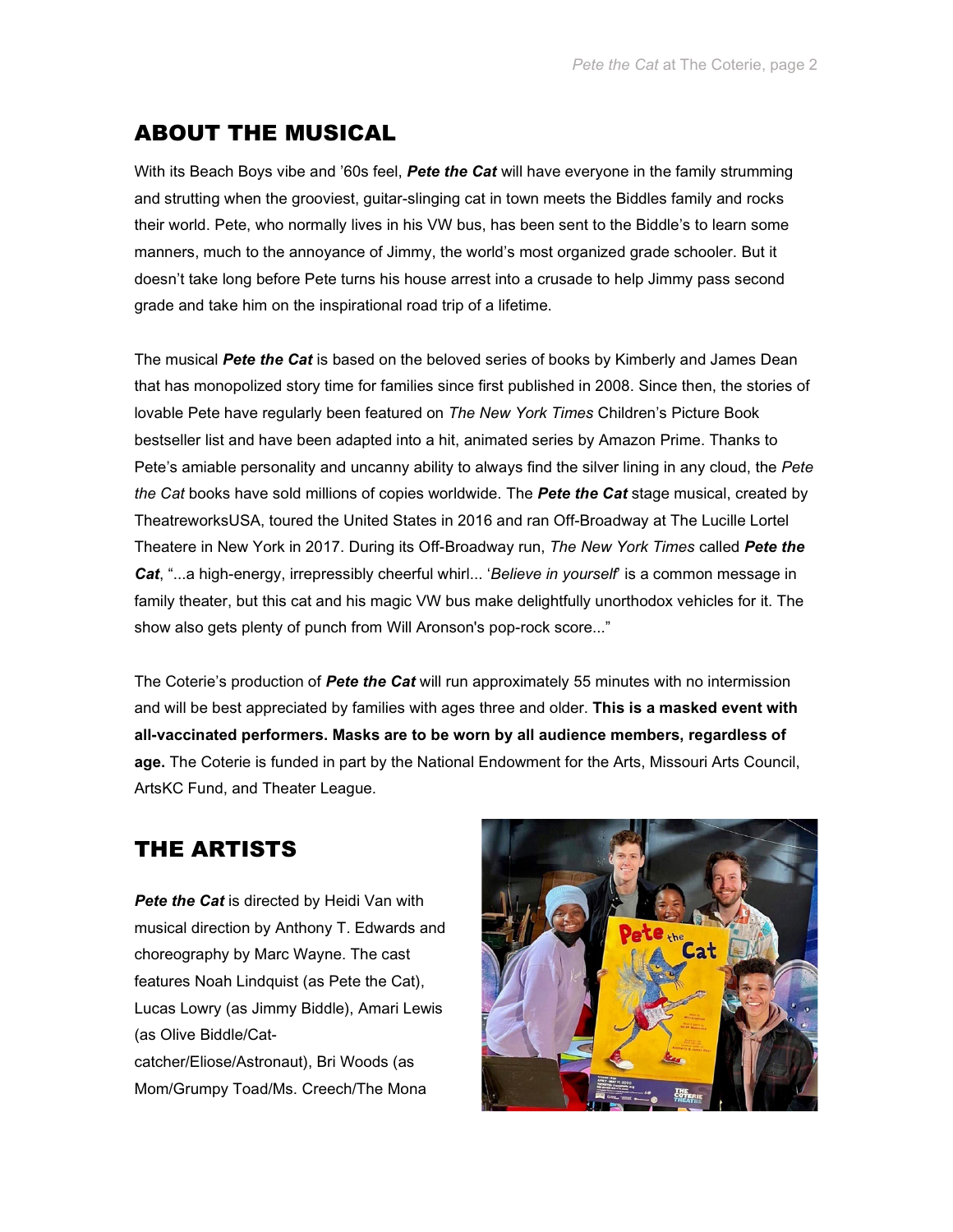## ABOUT THE MUSICAL

With its Beach Boys vibe and '60s feel, ***Pete the Cat*** will have everyone in the family strumming and strutting when the grooviest, guitar-slinging cat in town meets the Biddles family and rocks their world. Pete, who normally lives in his VW bus, has been sent to the Biddle's to learn some manners, much to the annoyance of Jimmy, the world's most organized grade schooler. But it doesn't take long before Pete turns his house arrest into a crusade to help Jimmy pass second grade and take him on the inspirational road trip of a lifetime.

The musical ***Pete the Cat*** is based on the beloved series of books by Kimberly and James Dean that has monopolized story time for families since first published in 2008. Since then, the stories of lovable Pete have regularly been featured on *The New York Times* Children's Picture Book bestseller list and have been adapted into a hit, animated series by Amazon Prime. Thanks to Pete's amiable personality and uncanny ability to always find the silver lining in any cloud, the *Pete the Cat* books have sold millions of copies worldwide. The ***Pete the Cat*** stage musical, created by TheatreworksUSA, toured the United States in 2016 and ran Off-Broadway at The Lucille Lortel Theatere in New York in 2017. During its Off-Broadway run, *The New York Times* called ***Pete the Cat***, "...a high-energy, irrepressibly cheerful whirl... '*Believe in yourself*' is a common message in family theater, but this cat and his magic VW bus make delightfully unorthodox vehicles for it. The show also gets plenty of punch from Will Aronson's pop-rock score..."

The Coterie's production of ***Pete the Cat*** will run approximately 55 minutes with no intermission and will be best appreciated by families with ages three and older. **This is a masked event with all-vaccinated performers. Masks are to be worn by all audience members, regardless of age.** The Coterie is funded in part by the National Endowment for the Arts, Missouri Arts Council, ArtsKC Fund, and Theater League.

## THE ARTISTS

***Pete the Cat*** is directed by Heidi Van with musical direction by Anthony T. Edwards and choreography by Marc Wayne. The cast features Noah Lindquist (as Pete the Cat), Lucas Lowry (as Jimmy Biddle), Amari Lewis (as Olive Biddle/Cat-catcher/Eliose/Astronaut), Bri Woods (as Mom/Grumpy Toad/Ms. Creech/The Mona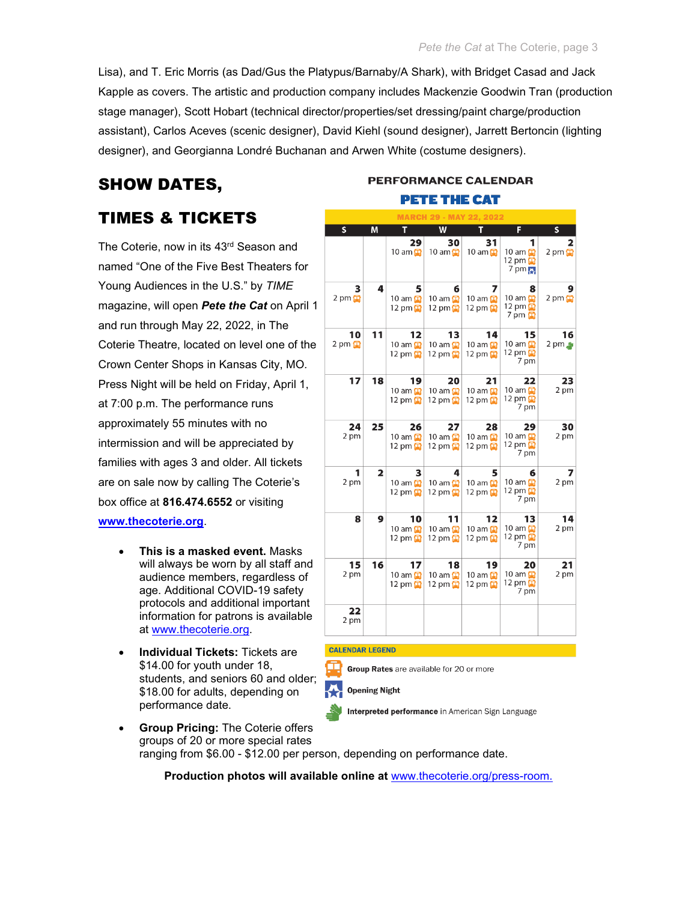Lisa), and T. Eric Morris (as Dad/Gus the Platypus/Barnaby/A Shark), with Bridget Casad and Jack Kapple as covers. The artistic and production company includes Mackenzie Goodwin Tran (production stage manager), Scott Hobart (technical director/properties/set dressing/paint charge/production assistant), Carlos Aceves (scenic designer), David Kiehl (sound designer), Jarrett Bertoncin (lighting designer), and Georgianna Londré Buchanan and Arwen White (costume designers).

## SHOW DATES, TIMES & TICKETS

The Coterie, now in its 43rd Season and named "One of the Five Best Theaters for Young Audiences in the U.S." by *TIME* magazine, will open ***Pete the Cat*** on April 1 and run through May 22, 2022, in The Coterie Theatre, located on level one of the Crown Center Shops in Kansas City, MO. Press Night will be held on Friday, April 1, at 7:00 p.m. The performance runs approximately 55 minutes with no intermission and will be appreciated by families with ages 3 and older. All tickets are on sale now by calling The Coterie's box office at **816.474.6552** or visiting **www.thecoterie.org**.

- **This is a masked event.** Masks will always be worn by all staff and audience members, regardless of age. Additional COVID-19 safety protocols and additional important information for patrons is available at www.thecoterie.org.
- **Individual Tickets:** Tickets are $14.00 for youth under 18, students, and seniors 60 and older; $18.00 for adults, depending on performance date.
- **Group Pricing:** The Coterie offers groups of 20 or more special rates ranging from $6.00 - $12.00 per person, depending on performance date.

**PERFORMANCE CALENDAR**

**PETE THE CAT**

**MARCH 29 - MAY 22, 2022**

| S | M | T | W | T | F | S |
|---|---|---|---|---|---|---|
| | | 29 10 am (G) | 30 10 am (G) | 31 10 am (G) | 1 10 am (G) 12 pm (G) 7 pm (Opening Night) | 2 2 pm (G) |
| 3 2 pm (G) | 4 | 5 10 am (G) 12 pm (G) | 6 10 am (G) 12 pm (G) | 7 10 am (G) 12 pm (G) | 8 10 am (G) 12 pm (G) 7 pm (G) | 9 2 pm (G) |
| 10 2 pm (G) | 11 | 12 10 am (G) 12 pm (G) | 13 10 am (G) 12 pm (G) | 14 10 am (G) 12 pm (G) | 15 10 am (G) 12 pm (G) 7 pm | 16 2 pm (ASL) |
| 17 | 18 | 19 10 am (G) 12 pm (G) | 20 10 am (G) 12 pm (G) | 21 10 am (G) 12 pm (G) | 22 10 am (G) 12 pm (G) 7 pm | 23 2 pm |
| 24 2 pm | 25 | 26 10 am (G) 12 pm (G) | 27 10 am (G) 12 pm (G) | 28 10 am (G) 12 pm (G) | 29 10 am (G) 12 pm (G) 7 pm | 30 2 pm |
| 1 2 pm | 2 | 3 10 am (G) 12 pm (G) | 4 10 am (G) 12 pm (G) | 5 10 am (G) 12 pm (G) | 6 10 am (G) 12 pm (G) 7 pm | 7 2 pm |
| 8 | 9 | 10 10 am (G) 12 pm (G) | 11 10 am (G) 12 pm (G) | 12 10 am (G) 12 pm (G) | 13 10 am (G) 12 pm (G) 7 pm | 14 2 pm |
| 15 2 pm | 16 | 17 10 am (G) 12 pm (G) | 18 10 am (G) 12 pm (G) | 19 10 am (G) 12 pm (G) | 20 10 am (G) 12 pm (G) 7 pm | 21 2 pm |
| 22 2 pm | | | | | | |

**CALENDAR LEGEND**

- (G) **Group Rates** are available for 20 or more
- **Opening Night**
- (ASL) **Interpreted performance** in American Sign Language

**Production photos will available online at** www.thecoterie.org/press-room.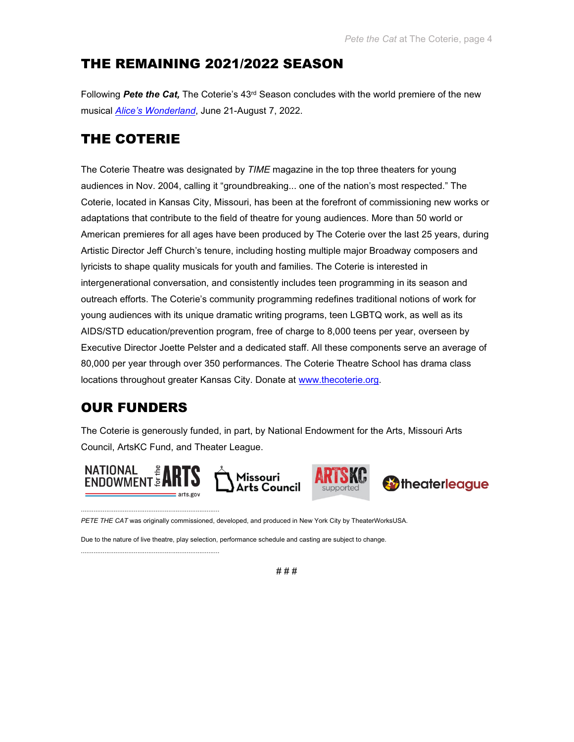## THE REMAINING 2021/2022 SEASON

Following ***Pete the Cat,*** The Coterie's 43rd Season concludes with the world premiere of the new musical *Alice's Wonderland*, June 21-August 7, 2022.

## THE COTERIE

The Coterie Theatre was designated by *TIME* magazine in the top three theaters for young audiences in Nov. 2004, calling it "groundbreaking... one of the nation's most respected." The Coterie, located in Kansas City, Missouri, has been at the forefront of commissioning new works or adaptations that contribute to the field of theatre for young audiences. More than 50 world or American premieres for all ages have been produced by The Coterie over the last 25 years, during Artistic Director Jeff Church's tenure, including hosting multiple major Broadway composers and lyricists to shape quality musicals for youth and families. The Coterie is interested in intergenerational conversation, and consistently includes teen programming in its season and outreach efforts. The Coterie's community programming redefines traditional notions of work for young audiences with its unique dramatic writing programs, teen LGBTQ work, as well as its AIDS/STD education/prevention program, free of charge to 8,000 teens per year, overseen by Executive Director Joette Pelster and a dedicated staff. All these components serve an average of 80,000 per year through over 350 performances. The Coterie Theatre School has drama class locations throughout greater Kansas City. Donate at www.thecoterie.org.

## OUR FUNDERS

The Coterie is generously funded, in part, by National Endowment for the Arts, Missouri Arts Council, ArtsKC Fund, and Theater League.

NATIONAL ENDOWMENT for the ARTS arts.gov | Missouri Arts Council | ARTSKC supported | theaterleague

...........................................................................

*PETE THE CAT* was originally commissioned, developed, and produced in New York City by TheaterWorksUSA.

Due to the nature of live theatre, play selection, performance schedule and casting are subject to change.

...........................................................................

# # #